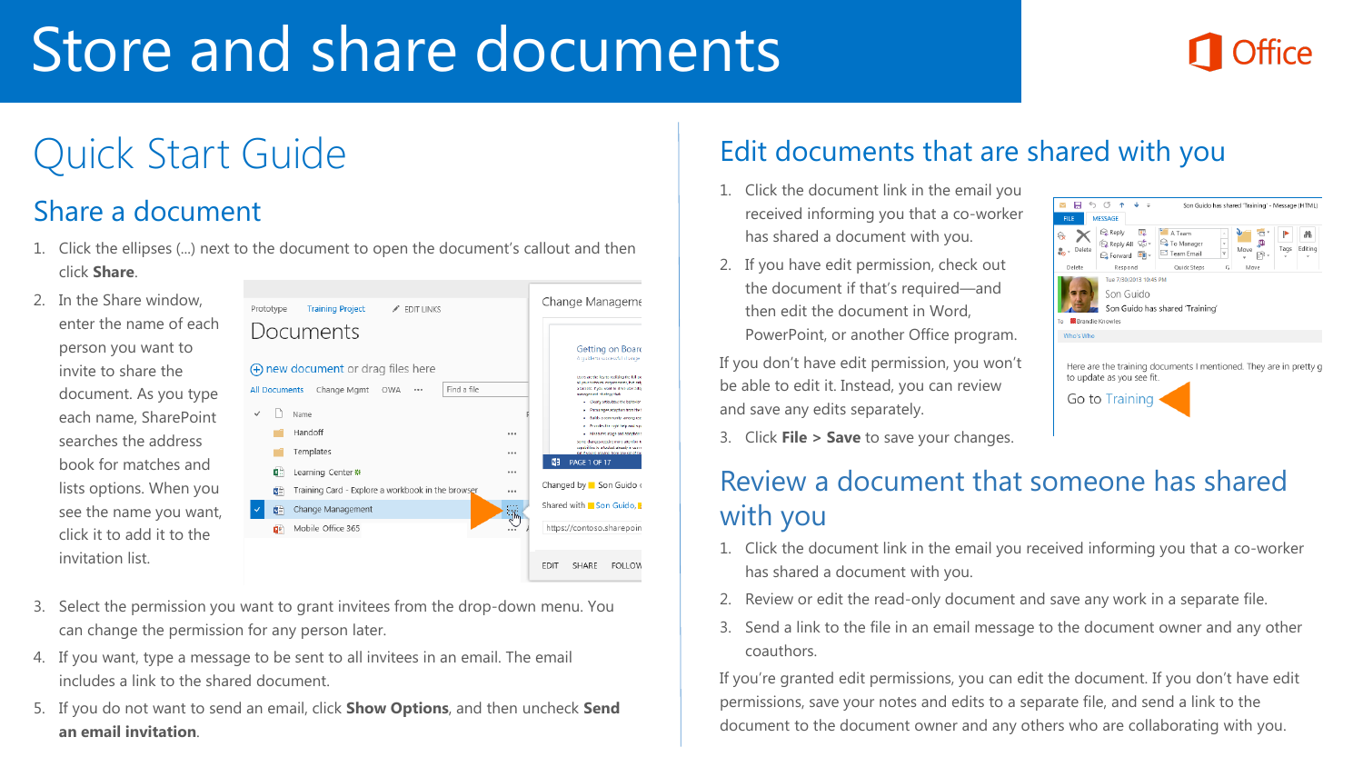# Store and share documents

## Quick Start Guide

### Share a document

1. Click the ellipses (...) next to the document to open the document's callout and then click **Share**.
2. In the Share window, enter the name of each person you want to invite to share the document. As you type each name, SharePoint searches the address book for matches and lists options. When you see the name you want, click it to add it to the invitation list.
3. Select the permission you want to grant invitees from the drop-down menu. You can change the permission for any person later.
4. If you want, type a message to be sent to all invitees in an email. The email includes a link to the shared document.
5. If you do not want to send an email, click **Show Options**, and then uncheck **Send an email invitation**.

### Edit documents that are shared with you

1. Click the document link in the email you received informing you that a co-worker has shared a document with you.
2. If you have edit permission, check out the document if that's required—and then edit the document in Word, PowerPoint, or another Office program.

If you don't have edit permission, you won't be able to edit it. Instead, you can review and save any edits separately.

3. Click **File** > **Save** to save your changes.

### Review a document that someone has shared with you

1. Click the document link in the email you received informing you that a co-worker has shared a document with you.
2. Review or edit the read-only document and save any work in a separate file.
3. Send a link to the file in an email message to the document owner and any other coauthors.

If you're granted edit permissions, you can edit the document. If you don't have edit permissions, save your notes and edits to a separate file, and send a link to the document to the document owner and any others who are collaborating with you.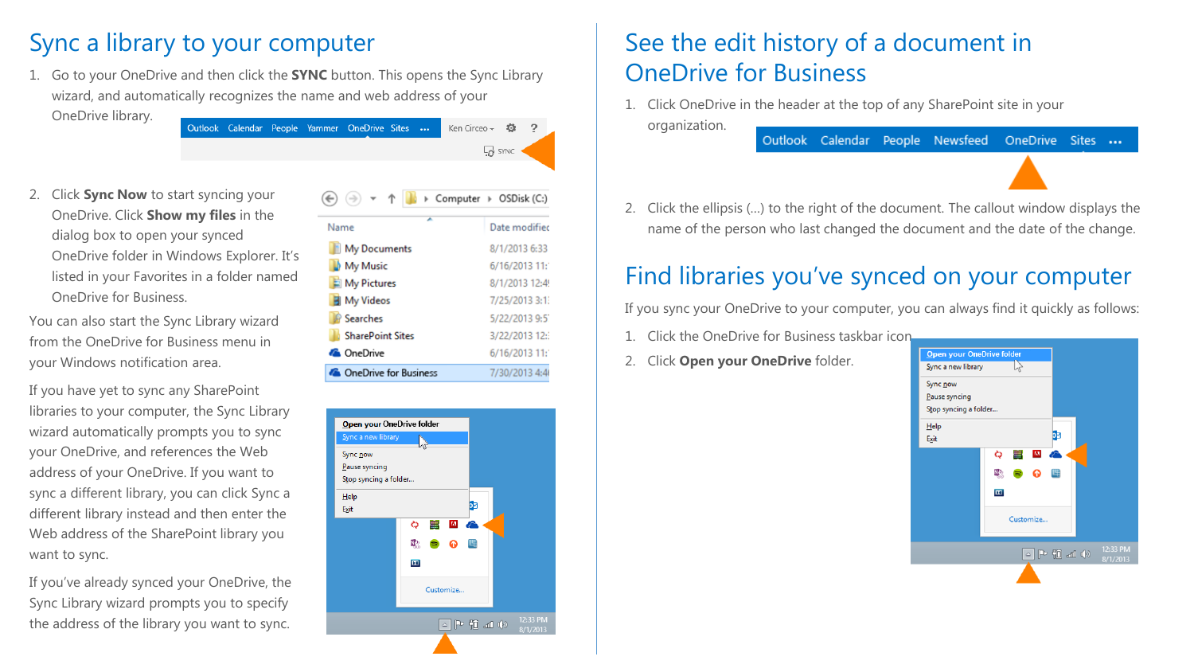# Sync a library to your computer

1. Go to your OneDrive and then click the **SYNC** button. This opens the Sync Library wizard, and automatically recognizes the name and web address of your OneDrive library.

2. Click **Sync Now** to start syncing your OneDrive. Click **Show my files** in the dialog box to open your synced OneDrive folder in Windows Explorer. It's listed in your Favorites in a folder named OneDrive for Business.

You can also start the Sync Library wizard from the OneDrive for Business menu in your Windows notification area.

If you have yet to sync any SharePoint libraries to your computer, the Sync Library wizard automatically prompts you to sync your OneDrive, and references the Web address of your OneDrive. If you want to sync a different library, you can click Sync a different library instead and then enter the Web address of the SharePoint library you want to sync.

If you've already synced your OneDrive, the Sync Library wizard prompts you to specify the address of the library you want to sync.

# See the edit history of a document in OneDrive for Business

1. Click OneDrive in the header at the top of any SharePoint site in your organization.

2. Click the ellipsis (...) to the right of the document. The callout window displays the name of the person who last changed the document and the date of the change.

# Find libraries you've synced on your computer

If you sync your OneDrive to your computer, you can always find it quickly as follows:

1. Click the OneDrive for Business taskbar icon.
2. Click **Open your OneDrive** folder.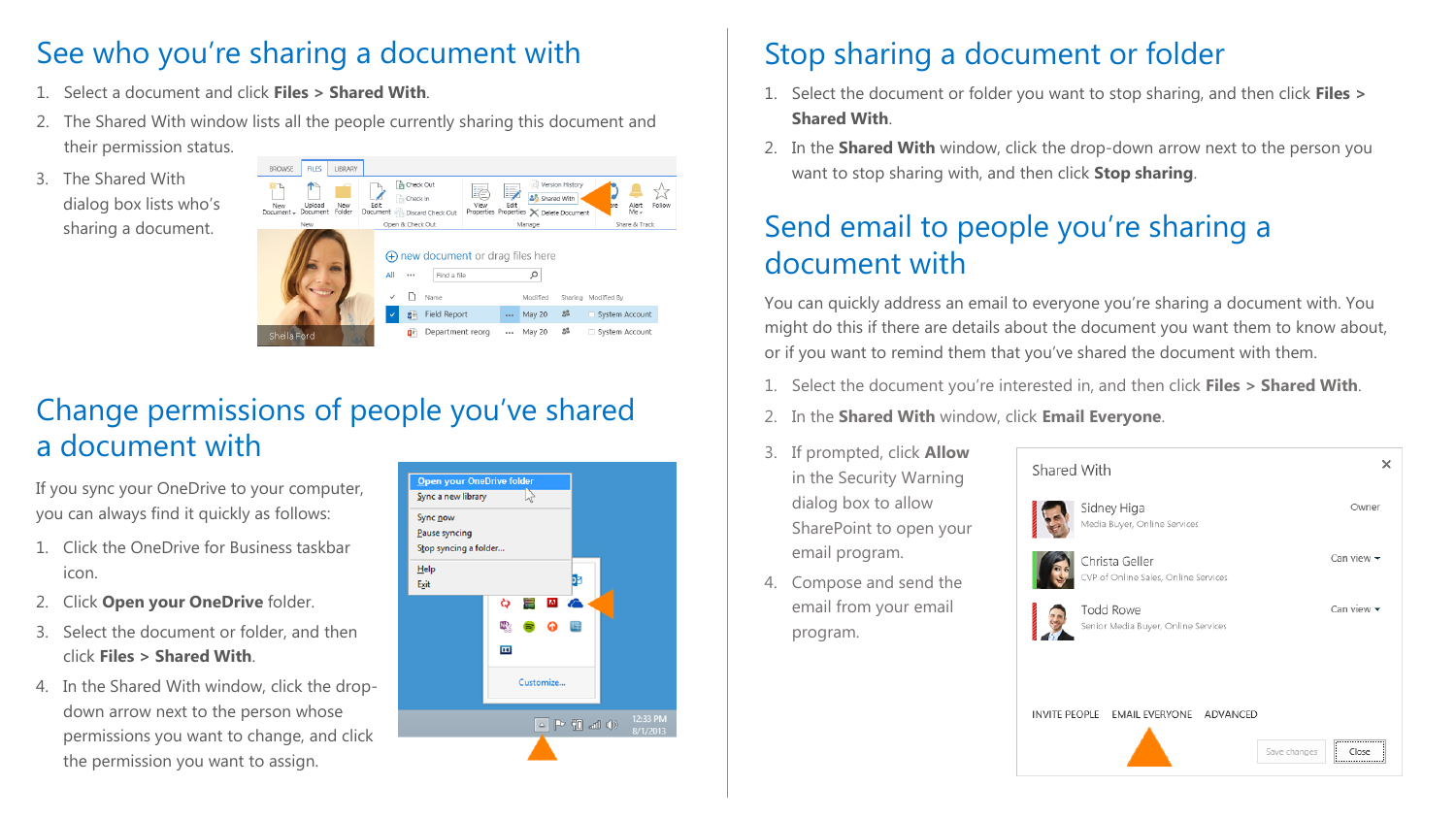## See who you're sharing a document with

1. Select a document and click **Files** > **Shared With**.
2. The Shared With window lists all the people currently sharing this document and their permission status.
3. The Shared With dialog box lists who's sharing a document.

## Change permissions of people you've shared a document with

If you sync your OneDrive to your computer, you can always find it quickly as follows:

1. Click the OneDrive for Business taskbar icon.
2. Click **Open your OneDrive** folder.
3. Select the document or folder, and then click **Files** > **Shared With**.
4. In the Shared With window, click the drop-down arrow next to the person whose permissions you want to change, and click the permission you want to assign.

## Stop sharing a document or folder

1. Select the document or folder you want to stop sharing, and then click **Files** > **Shared With**.
2. In the **Shared With** window, click the drop-down arrow next to the person you want to stop sharing with, and then click **Stop sharing**.

## Send email to people you're sharing a document with

You can quickly address an email to everyone you're sharing a document with. You might do this if there are details about the document you want them to know about, or if you want to remind them that you've shared the document with them.

1. Select the document you're interested in, and then click **Files** > **Shared With**.
2. In the **Shared With** window, click **Email Everyone**.
3. If prompted, click **Allow** in the Security Warning dialog box to allow SharePoint to open your email program.
4. Compose and send the email from your email program.